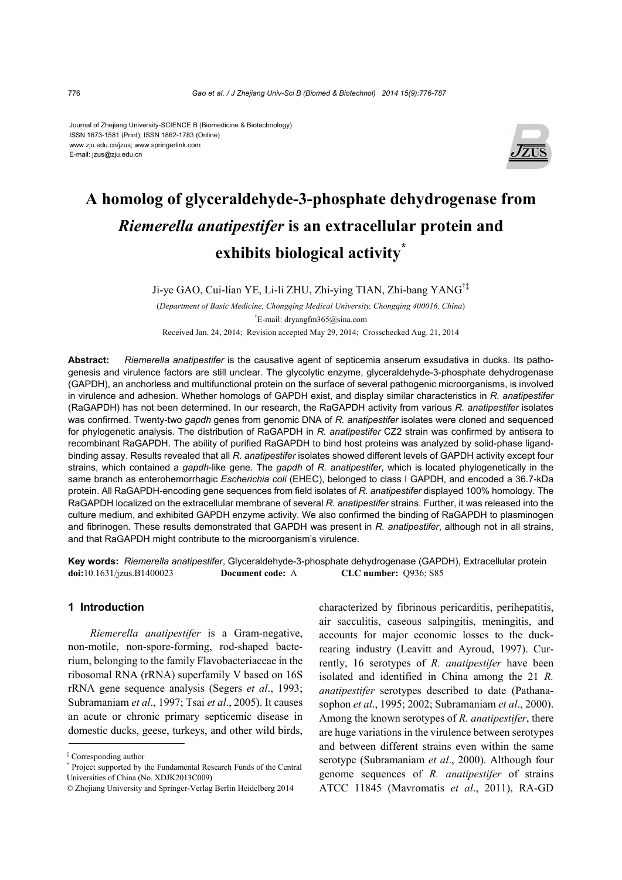Journal of Zhejiang University-SCIENCE B (Biomedicine & Biotechnology)
ISSN 1673-1581 (Print); ISSN 1862-1783 (Online)
www.zju.edu.cn/jzus; www.springerlink.com
E-mail: jzus@zju.edu.cn

# A homolog of glyceraldehyde-3-phosphate dehydrogenase from *Riemerella anatipestifer* is an extracellular protein and exhibits biological activity*

Ji-ye GAO, Cui-lian YE, Li-li ZHU, Zhi-ying TIAN, Zhi-bang YANG[†‡]

(*Department of Basic Medicine, Chongqing Medical University, Chongqing 400016, China*)

[†]E-mail: dryangfm365@sina.com

Received Jan. 24, 2014; Revision accepted May 29, 2014; Crosschecked Aug. 21, 2014

**Abstract:** *Riemerella anatipestifer* is the causative agent of septicemia anserum exsudativa in ducks. Its pathogenesis and virulence factors are still unclear. The glycolytic enzyme, glyceraldehyde-3-phosphate dehydrogenase (GAPDH), an anchorless and multifunctional protein on the surface of several pathogenic microorganisms, is involved in virulence and adhesion. Whether homologs of GAPDH exist, and display similar characteristics in *R. anatipestifer* (RaGAPDH) has not been determined. In our research, the RaGAPDH activity from various *R. anatipestifer* isolates was confirmed. Twenty-two *gapdh* genes from genomic DNA of *R. anatipestifer* isolates were cloned and sequenced for phylogenetic analysis. The distribution of RaGAPDH in *R. anatipestifer* CZ2 strain was confirmed by antisera to recombinant RaGAPDH. The ability of purified RaGAPDH to bind host proteins was analyzed by solid-phase ligand-binding assay. Results revealed that all *R. anatipestifer* isolates showed different levels of GAPDH activity except four strains, which contained a *gapdh*-like gene. The *gapdh* of *R. anatipestifer*, which is located phylogenetically in the same branch as enterohemorrhagic *Escherichia coli* (EHEC), belonged to class I GAPDH, and encoded a 36.7-kDa protein. All RaGAPDH-encoding gene sequences from field isolates of *R. anatipestifer* displayed 100% homology. The RaGAPDH localized on the extracellular membrane of several *R. anatipestifer* strains. Further, it was released into the culture medium, and exhibited GAPDH enzyme activity. We also confirmed the binding of RaGAPDH to plasminogen and fibrinogen. These results demonstrated that GAPDH was present in *R. anatipestifer*, although not in all strains, and that RaGAPDH might contribute to the microorganism's virulence.

**Key words:** *Riemerella anatipestifer*, Glyceraldehyde-3-phosphate dehydrogenase (GAPDH), Extracellular protein
**doi:**10.1631/jzus.B1400023 **Document code:** A **CLC number:** Q936; S85

## 1 Introduction

*Riemerella anatipestifer* is a Gram-negative, non-motile, non-spore-forming, rod-shaped bacterium, belonging to the family Flavobacteriaceae in the ribosomal RNA (rRNA) superfamily V based on 16S rRNA gene sequence analysis (Segers *et al*., 1993; Subramaniam *et al*., 1997; Tsai *et al*., 2005). It causes an acute or chronic primary septicemic disease in domestic ducks, geese, turkeys, and other wild birds, characterized by fibrinous pericarditis, perihepatitis, air sacculitis, caseous salpingitis, meningitis, and accounts for major economic losses to the duck-rearing industry (Leavitt and Ayroud, 1997). Currently, 16 serotypes of *R. anatipestifer* have been isolated and identified in China among the 21 *R. anatipestifer* serotypes described to date (Pathanasophon *et al*., 1995; 2002; Subramaniam *et al*., 2000). Among the known serotypes of *R. anatipestifer*, there are huge variations in the virulence between serotypes and between different strains even within the same serotype (Subramaniam *et al*., 2000). Although four genome sequences of *R. anatipestifer* of strains ATCC 11845 (Mavromatis *et al*., 2011), RA-GD

---

[‡] Corresponding author

[*] Project supported by the Fundamental Research Funds of the Central Universities of China (No. XDJK2013C009)

© Zhejiang University and Springer-Verlag Berlin Heidelberg 2014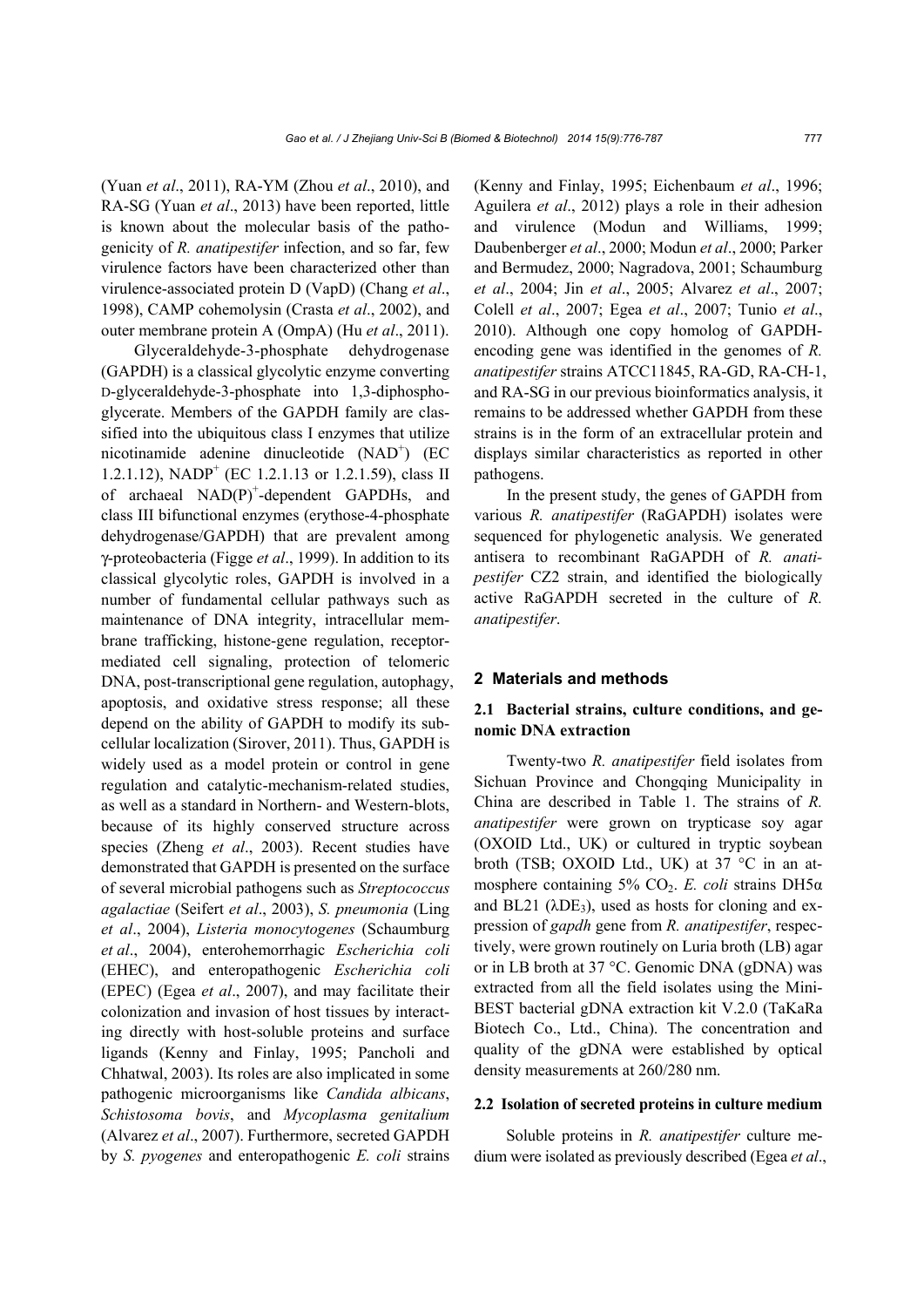(Yuan *et al*., 2011), RA-YM (Zhou *et al*., 2010), and RA-SG (Yuan *et al*., 2013) have been reported, little is known about the molecular basis of the pathogenicity of *R. anatipestifer* infection, and so far, few virulence factors have been characterized other than virulence-associated protein D (VapD) (Chang *et al*., 1998), CAMP cohemolysin (Crasta *et al*., 2002), and outer membrane protein A (OmpA) (Hu *et al*., 2011).

Glyceraldehyde-3-phosphate dehydrogenase (GAPDH) is a classical glycolytic enzyme converting D-glyceraldehyde-3-phosphate into 1,3-diphosphoglycerate. Members of the GAPDH family are classified into the ubiquitous class I enzymes that utilize nicotinamide adenine dinucleotide ($NAD^+$) (EC 1.2.1.12), $NADP^+$ (EC 1.2.1.13 or 1.2.1.59), class II of archaeal $NAD(P)^+$-dependent GAPDHs, and class III bifunctional enzymes (erythose-4-phosphate dehydrogenase/GAPDH) that are prevalent among γ-proteobacteria (Figge *et al*., 1999). In addition to its classical glycolytic roles, GAPDH is involved in a number of fundamental cellular pathways such as maintenance of DNA integrity, intracellular membrane trafficking, histone-gene regulation, receptor-mediated cell signaling, protection of telomeric DNA, post-transcriptional gene regulation, autophagy, apoptosis, and oxidative stress response; all these depend on the ability of GAPDH to modify its subcellular localization (Sirover, 2011). Thus, GAPDH is widely used as a model protein or control in gene regulation and catalytic-mechanism-related studies, as well as a standard in Northern- and Western-blots, because of its highly conserved structure across species (Zheng *et al*., 2003). Recent studies have demonstrated that GAPDH is presented on the surface of several microbial pathogens such as *Streptococcus agalactiae* (Seifert *et al*., 2003), *S. pneumonia* (Ling *et al*., 2004), *Listeria monocytogenes* (Schaumburg *et al*., 2004), enterohemorrhagic *Escherichia coli* (EHEC), and enteropathogenic *Escherichia coli* (EPEC) (Egea *et al*., 2007), and may facilitate their colonization and invasion of host tissues by interacting directly with host-soluble proteins and surface ligands (Kenny and Finlay, 1995; Pancholi and Chhatwal, 2003). Its roles are also implicated in some pathogenic microorganisms like *Candida albicans*, *Schistosoma bovis*, and *Mycoplasma genitalium* (Alvarez *et al*., 2007). Furthermore, secreted GAPDH by *S. pyogenes* and enteropathogenic *E. coli* strains (Kenny and Finlay, 1995; Eichenbaum *et al*., 1996; Aguilera *et al*., 2012) plays a role in their adhesion and virulence (Modun and Williams, 1999; Daubenberger *et al*., 2000; Modun *et al*., 2000; Parker and Bermudez, 2000; Nagradova, 2001; Schaumburg *et al*., 2004; Jin *et al*., 2005; Alvarez *et al*., 2007; Colell *et al*., 2007; Egea *et al*., 2007; Tunio *et al*., 2010). Although one copy homolog of GAPDH-encoding gene was identified in the genomes of *R. anatipestifer* strains ATCC11845, RA-GD, RA-CH-1, and RA-SG in our previous bioinformatics analysis, it remains to be addressed whether GAPDH from these strains is in the form of an extracellular protein and displays similar characteristics as reported in other pathogens.

In the present study, the genes of GAPDH from various *R. anatipestifer* (RaGAPDH) isolates were sequenced for phylogenetic analysis. We generated antisera to recombinant RaGAPDH of *R. anatipestifer* CZ2 strain, and identified the biologically active RaGAPDH secreted in the culture of *R. anatipestifer*.

## 2 Materials and methods

### 2.1 Bacterial strains, culture conditions, and genomic DNA extraction

Twenty-two *R. anatipestifer* field isolates from Sichuan Province and Chongqing Municipality in China are described in Table 1. The strains of *R. anatipestifer* were grown on trypticase soy agar (OXOID Ltd., UK) or cultured in tryptic soybean broth (TSB; OXOID Ltd., UK) at 37 °C in an atmosphere containing 5% $CO_2$. *E. coli* strains DH5α and BL21 ($\lambda DE_3$), used as hosts for cloning and expression of *gapdh* gene from *R. anatipestifer*, respectively, were grown routinely on Luria broth (LB) agar or in LB broth at 37 °C. Genomic DNA (gDNA) was extracted from all the field isolates using the MiniBEST bacterial gDNA extraction kit V.2.0 (TaKaRa Biotech Co., Ltd., China). The concentration and quality of the gDNA were established by optical density measurements at 260/280 nm.

### 2.2 Isolation of secreted proteins in culture medium

Soluble proteins in *R. anatipestifer* culture medium were isolated as previously described (Egea *et al*.,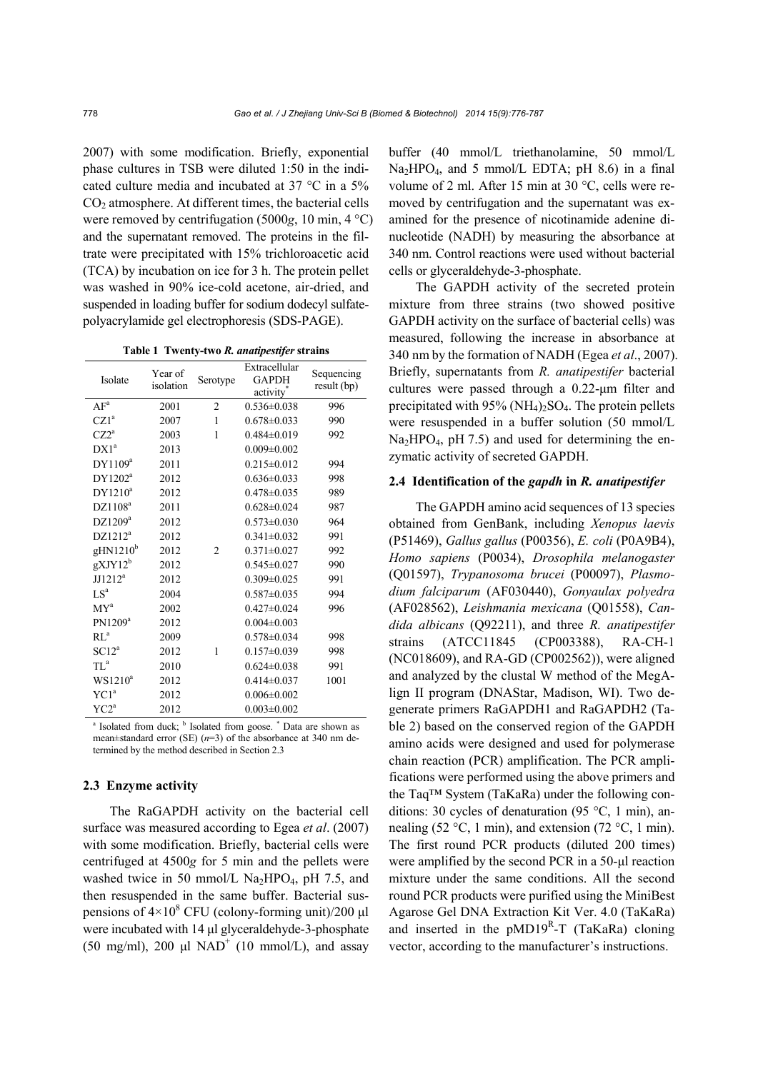2007) with some modification. Briefly, exponential phase cultures in TSB were diluted 1:50 in the indicated culture media and incubated at 37 °C in a 5% $CO_2$ atmosphere. At different times, the bacterial cells were removed by centrifugation (5000*g*, 10 min, 4 °C) and the supernatant removed. The proteins in the filtrate were precipitated with 15% trichloroacetic acid (TCA) by incubation on ice for 3 h. The protein pellet was washed in 90% ice-cold acetone, air-dried, and suspended in loading buffer for sodium dodecyl sulfate-polyacrylamide gel electrophoresis (SDS-PAGE).

**Table 1 Twenty-two *R. anatipestifer* strains**

| Isolate | Year of isolation | Serotype | Extracellular GAPDH activity* | Sequencing result (bp) |
|---|---|---|---|---|
| AF[a] | 2001 | 2 | 0.536±0.038 | 996 |
| CZ1[a] | 2007 | 1 | 0.678±0.033 | 990 |
| CZ2[a] | 2003 | 1 | 0.484±0.019 | 992 |
| DX1[a] | 2013 | | 0.009±0.002 | |
| DY1109[a] | 2011 | | 0.215±0.012 | 994 |
| DY1202[a] | 2012 | | 0.636±0.033 | 998 |
| DY1210[a] | 2012 | | 0.478±0.035 | 989 |
| DZ1108[a] | 2011 | | 0.628±0.024 | 987 |
| DZ1209[a] | 2012 | | 0.573±0.030 | 964 |
| DZ1212[a] | 2012 | | 0.341±0.032 | 991 |
| gHN1210[b] | 2012 | 2 | 0.371±0.027 | 992 |
| gXJY12[b] | 2012 | | 0.545±0.027 | 990 |
| JJ1212[a] | 2012 | | 0.309±0.025 | 991 |
| LS[a] | 2004 | | 0.587±0.035 | 994 |
| MY[a] | 2002 | | 0.427±0.024 | 996 |
| PN1209[a] | 2012 | | 0.004±0.003 | |
| RL[a] | 2009 | | 0.578±0.034 | 998 |
| SC12[a] | 2012 | 1 | 0.157±0.039 | 998 |
| TL[a] | 2010 | | 0.624±0.038 | 991 |
| WS1210[a] | 2012 | | 0.414±0.037 | 1001 |
| YC1[a] | 2012 | | 0.006±0.002 | |
| YC2[a] | 2012 | | 0.003±0.002 | |

[a] Isolated from duck; [b] Isolated from goose. * Data are shown as mean±standard error (SE) ($n$=3) of the absorbance at 340 nm determined by the method described in Section 2.3

### 2.3 Enzyme activity

The RaGAPDH activity on the bacterial cell surface was measured according to Egea *et al*. (2007) with some modification. Briefly, bacterial cells were centrifuged at 4500*g* for 5 min and the pellets were washed twice in 50 mmol/L $Na_2HPO_4$, pH 7.5, and then resuspended in the same buffer. Bacterial suspensions of $4\times10^8$ CFU (colony-forming unit)/200 μl were incubated with 14 μl glyceraldehyde-3-phosphate (50 mg/ml), 200 μl $NAD^+$ (10 mmol/L), and assay buffer (40 mmol/L triethanolamine, 50 mmol/L $Na_2HPO_4$, and 5 mmol/L EDTA; pH 8.6) in a final volume of 2 ml. After 15 min at 30 °C, cells were removed by centrifugation and the supernatant was examined for the presence of nicotinamide adenine dinucleotide (NADH) by measuring the absorbance at 340 nm. Control reactions were used without bacterial cells or glyceraldehyde-3-phosphate.

The GAPDH activity of the secreted protein mixture from three strains (two showed positive GAPDH activity on the surface of bacterial cells) was measured, following the increase in absorbance at 340 nm by the formation of NADH (Egea *et al*., 2007). Briefly, supernatants from *R. anatipestifer* bacterial cultures were passed through a 0.22-μm filter and precipitated with 95% $(NH_4)_2SO_4$. The protein pellets were resuspended in a buffer solution (50 mmol/L $Na_2HPO_4$, pH 7.5) and used for determining the enzymatic activity of secreted GAPDH.

### 2.4 Identification of the *gapdh* in *R. anatipestifer*

The GAPDH amino acid sequences of 13 species obtained from GenBank, including *Xenopus laevis* (P51469), *Gallus gallus* (P00356), *E. coli* (P0A9B4), *Homo sapiens* (P0034), *Drosophila melanogaster* (Q01597), *Trypanosoma brucei* (P00097), *Plasmodium falciparum* (AF030440), *Gonyaulax polyedra* (AF028562), *Leishmania mexicana* (Q01558), *Candida albicans* (Q92211), and three *R. anatipestifer* strains (ATCC11845 (CP003388), RA-CH-1 (NC018609), and RA-GD (CP002562)), were aligned and analyzed by the clustal W method of the MegAlign II program (DNAStar, Madison, WI). Two degenerate primers RaGAPDH1 and RaGAPDH2 (Table 2) based on the conserved region of the GAPDH amino acids were designed and used for polymerase chain reaction (PCR) amplification. The PCR amplifications were performed using the above primers and the Taq™ System (TaKaRa) under the following conditions: 30 cycles of denaturation (95 °C, 1 min), annealing (52 °C, 1 min), and extension (72 °C, 1 min). The first round PCR products (diluted 200 times) were amplified by the second PCR in a 50-μl reaction mixture under the same conditions. All the second round PCR products were purified using the MiniBest Agarose Gel DNA Extraction Kit Ver. 4.0 (TaKaRa) and inserted in the pMD19[R]-T (TaKaRa) cloning vector, according to the manufacturer's instructions.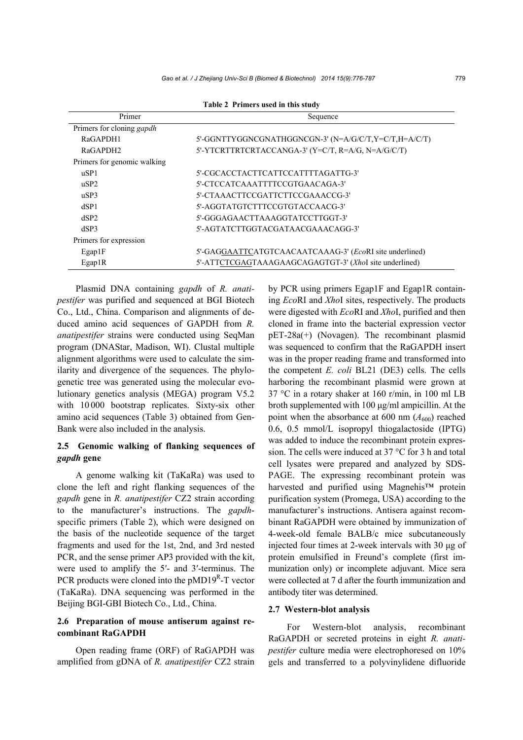**Table 2 Primers used in this study**

| Primer | Sequence |
|---|---|
| Primers for cloning *gapdh* | |
| RaGAPDH1 | 5'-GGNTTYGGNCGNATHGGNCGN-3' (N=A/G/C/T,Y=C/T,H=A/C/T) |
| RaGAPDH2 | 5'-YTCRTTRTCRTACCANGA-3' (Y=C/T, R=A/G, N=A/G/C/T) |
| Primers for genomic walking | |
| uSP1 | 5'-CGCACCTACTTCATTCCATTTTAGATTG-3' |
| uSP2 | 5'-CTCCATCAAATTTTCCGTGAACAGA-3' |
| uSP3 | 5'-CTAAACTTCCGATTCTTCCGAAACCG-3' |
| dSP1 | 5'-AGGTATGTCTTTCCGTGTACCAACG-3' |
| dSP2 | 5'-GGGAGAACTTAAAGGTATCCTTGGT-3' |
| dSP3 | 5'-AGTATCTTGGTACGATAACGAAACAGG-3' |
| Primers for expression | |
| Egap1F | 5'-GAGGAATTCATGTCAACAATCAAAG-3' (*Eco*RI site underlined) |
| Egap1R | 5'-ATTCTCGAGTAAAGAAGCAGAGTGT-3' (*Xho*I site underlined) |

Plasmid DNA containing *gapdh* of *R. anatipestifer* was purified and sequenced at BGI Biotech Co., Ltd., China. Comparison and alignments of deduced amino acid sequences of GAPDH from *R. anatipestifer* strains were conducted using SeqMan program (DNAStar, Madison, WI). Clustal multiple alignment algorithms were used to calculate the similarity and divergence of the sequences. The phylogenetic tree was generated using the molecular evolutionary genetics analysis (MEGA) program V5.2 with 10 000 bootstrap replicates. Sixty-six other amino acid sequences (Table 3) obtained from GenBank were also included in the analysis.

## 2.5 Genomic walking of flanking sequences of *gapdh* gene

A genome walking kit (TaKaRa) was used to clone the left and right flanking sequences of the *gapdh* gene in *R. anatipestifer* CZ2 strain according to the manufacturer's instructions. The *gapdh*-specific primers (Table 2), which were designed on the basis of the nucleotide sequence of the target fragments and used for the 1st, 2nd, and 3rd nested PCR, and the sense primer AP3 provided with the kit, were used to amplify the 5′- and 3′-terminus. The PCR products were cloned into the pMD19$^{R}$-T vector (TaKaRa). DNA sequencing was performed in the Beijing BGI-GBI Biotech Co., Ltd., China.

## 2.6 Preparation of mouse antiserum against recombinant RaGAPDH

Open reading frame (ORF) of RaGAPDH was amplified from gDNA of *R. anatipestifer* CZ2 strain by PCR using primers Egap1F and Egap1R containing *Eco*RI and *Xho*I sites, respectively. The products were digested with *Eco*RI and *Xho*I, purified and then cloned in frame into the bacterial expression vector pET-28a(+) (Novagen). The recombinant plasmid was sequenced to confirm that the RaGAPDH insert was in the proper reading frame and transformed into the competent *E. coli* BL21 (DE3) cells. The cells harboring the recombinant plasmid were grown at 37 °C in a rotary shaker at 160 r/min, in 100 ml LB broth supplemented with 100 μg/ml ampicillin. At the point when the absorbance at 600 nm ($A_{600}$) reached 0.6, 0.5 mmol/L isopropyl thiogalactoside (IPTG) was added to induce the recombinant protein expression. The cells were induced at 37 °C for 3 h and total cell lysates were prepared and analyzed by SDS-PAGE. The expressing recombinant protein was harvested and purified using Magnehis™ protein purification system (Promega, USA) according to the manufacturer's instructions. Antisera against recombinant RaGAPDH were obtained by immunization of 4-week-old female BALB/c mice subcutaneously injected four times at 2-week intervals with 30 μg of protein emulsified in Freund's complete (first immunization only) or incomplete adjuvant. Mice sera were collected at 7 d after the fourth immunization and antibody titer was determined.

## 2.7 Western-blot analysis

For Western-blot analysis, recombinant RaGAPDH or secreted proteins in eight *R. anatipestifer* culture media were electrophoresed on 10% gels and transferred to a polyvinylidene difluoride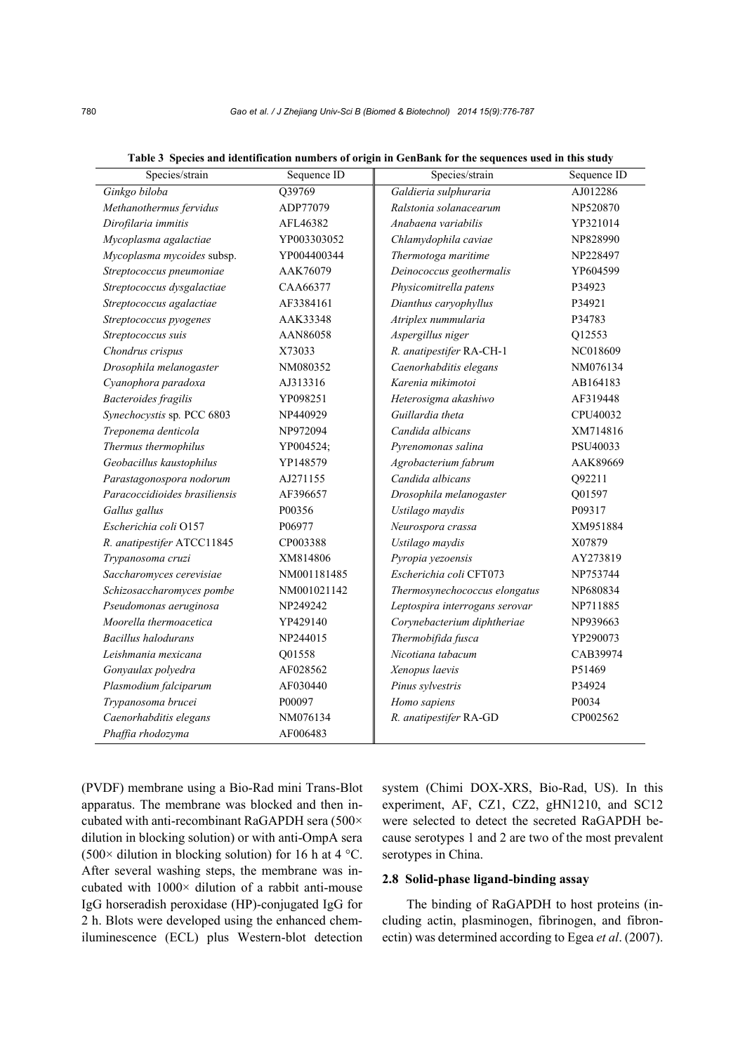**Table 3 Species and identification numbers of origin in GenBank for the sequences used in this study**

| Species/strain | Sequence ID | Species/strain | Sequence ID |
|---|---|---|---|
| *Ginkgo biloba* | Q39769 | *Galdieria sulphuraria* | AJ012286 |
| *Methanothermus fervidus* | ADP77079 | *Ralstonia solanacearum* | NP520870 |
| *Dirofilaria immitis* | AFL46382 | *Anabaena variabilis* | YP321014 |
| *Mycoplasma agalactiae* | YP003303052 | *Chlamydophila caviae* | NP828990 |
| *Mycoplasma mycoides* subsp. | YP004400344 | *Thermotoga maritime* | NP228497 |
| *Streptococcus pneumoniae* | AAK76079 | *Deinococcus geothermalis* | YP604599 |
| *Streptococcus dysgalactiae* | CAA66377 | *Physicomitrella patens* | P34923 |
| *Streptococcus agalactiae* | AF3384161 | *Dianthus caryophyllus* | P34921 |
| *Streptococcus pyogenes* | AAK33348 | *Atriplex nummularia* | P34783 |
| *Streptococcus suis* | AAN86058 | *Aspergillus niger* | Q12553 |
| *Chondrus crispus* | X73033 | *R. anatipestifer* RA-CH-1 | NC018609 |
| *Drosophila melanogaster* | NM080352 | *Caenorhabditis elegans* | NM076134 |
| *Cyanophora paradoxa* | AJ313316 | *Karenia mikimotoi* | AB164183 |
| *Bacteroides fragilis* | YP098251 | *Heterosigma akashiwo* | AF319448 |
| *Synechocystis* sp. PCC 6803 | NP440929 | *Guillardia theta* | CPU40032 |
| *Treponema denticola* | NP972094 | *Candida albicans* | XM714816 |
| *Thermus thermophilus* | YP004524; | *Pyrenomonas salina* | PSU40033 |
| *Geobacillus kaustophilus* | YP148579 | *Agrobacterium fabrum* | AAK89669 |
| *Parastagonospora nodorum* | AJ271155 | *Candida albicans* | Q92211 |
| *Paracoccidioides brasiliensis* | AF396657 | *Drosophila melanogaster* | Q01597 |
| *Gallus gallus* | P00356 | *Ustilago maydis* | P09317 |
| *Escherichia coli* O157 | P06977 | *Neurospora crassa* | XM951884 |
| *R. anatipestifer* ATCC11845 | CP003388 | *Ustilago maydis* | X07879 |
| *Trypanosoma cruzi* | XM814806 | *Pyropia yezoensis* | AY273819 |
| *Saccharomyces cerevisiae* | NM001181485 | *Escherichia coli* CFT073 | NP753744 |
| *Schizosaccharomyces pombe* | NM001021142 | *Thermosynechococcus elongatus* | NP680834 |
| *Pseudomonas aeruginosa* | NP249242 | *Leptospira interrogans serovar* | NP711885 |
| *Moorella thermoacetica* | YP429140 | *Corynebacterium diphtheriae* | NP939663 |
| *Bacillus halodurans* | NP244015 | *Thermobifida fusca* | YP290073 |
| *Leishmania mexicana* | Q01558 | *Nicotiana tabacum* | CAB39974 |
| *Gonyaulax polyedra* | AF028562 | *Xenopus laevis* | P51469 |
| *Plasmodium falciparum* | AF030440 | *Pinus sylvestris* | P34924 |
| *Trypanosoma brucei* | P00097 | *Homo sapiens* | P0034 |
| *Caenorhabditis elegans* | NM076134 | *R. anatipestifer* RA-GD | CP002562 |
| *Phaffia rhodozyma* | AF006483 | | |

(PVDF) membrane using a Bio-Rad mini Trans-Blot apparatus. The membrane was blocked and then incubated with anti-recombinant RaGAPDH sera (500× dilution in blocking solution) or with anti-OmpA sera (500× dilution in blocking solution) for 16 h at 4 °C. After several washing steps, the membrane was incubated with 1000× dilution of a rabbit anti-mouse IgG horseradish peroxidase (HP)-conjugated IgG for 2 h. Blots were developed using the enhanced chemiluminescence (ECL) plus Western-blot detection system (Chimi DOX-XRS, Bio-Rad, US). In this experiment, AF, CZ1, CZ2, gHN1210, and SC12 were selected to detect the secreted RaGAPDH because serotypes 1 and 2 are two of the most prevalent serotypes in China.

### 2.8 Solid-phase ligand-binding assay

The binding of RaGAPDH to host proteins (including actin, plasminogen, fibrinogen, and fibronectin) was determined according to Egea *et al*. (2007).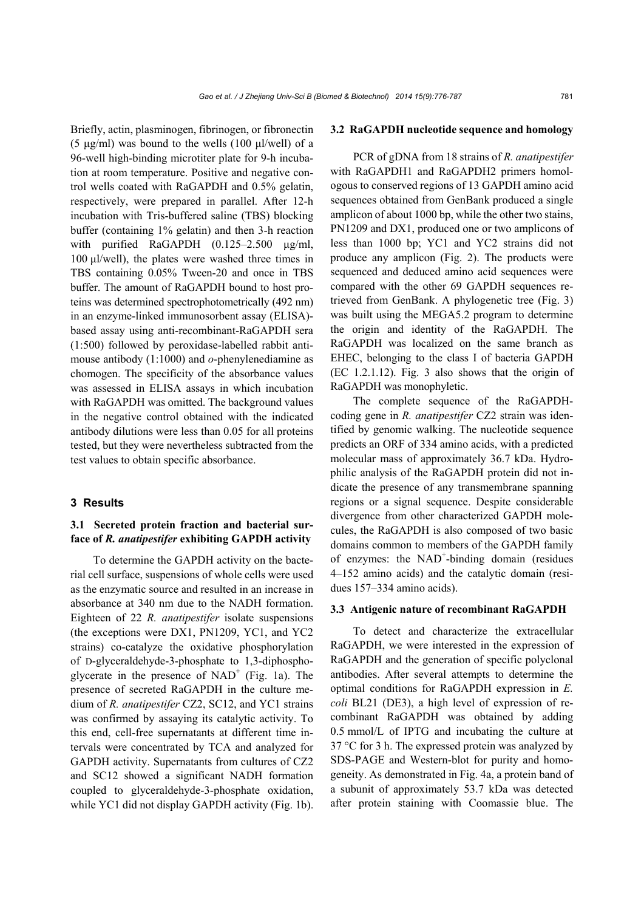Briefly, actin, plasminogen, fibrinogen, or fibronectin (5 μg/ml) was bound to the wells (100 μl/well) of a 96-well high-binding microtiter plate for 9-h incubation at room temperature. Positive and negative control wells coated with RaGAPDH and 0.5% gelatin, respectively, were prepared in parallel. After 12-h incubation with Tris-buffered saline (TBS) blocking buffer (containing 1% gelatin) and then 3-h reaction with purified RaGAPDH (0.125–2.500 μg/ml, 100 μl/well), the plates were washed three times in TBS containing 0.05% Tween-20 and once in TBS buffer. The amount of RaGAPDH bound to host proteins was determined spectrophotometrically (492 nm) in an enzyme-linked immunosorbent assay (ELISA)-based assay using anti-recombinant-RaGAPDH sera (1:500) followed by peroxidase-labelled rabbit anti-mouse antibody (1:1000) and *o*-phenylenediamine as chomogen. The specificity of the absorbance values was assessed in ELISA assays in which incubation with RaGAPDH was omitted. The background values in the negative control obtained with the indicated antibody dilutions were less than 0.05 for all proteins tested, but they were nevertheless subtracted from the test values to obtain specific absorbance.

## 3 Results

### 3.1 Secreted protein fraction and bacterial surface of *R. anatipestifer* exhibiting GAPDH activity

To determine the GAPDH activity on the bacterial cell surface, suspensions of whole cells were used as the enzymatic source and resulted in an increase in absorbance at 340 nm due to the NADH formation. Eighteen of 22 *R. anatipestifer* isolate suspensions (the exceptions were DX1, PN1209, YC1, and YC2 strains) co-catalyze the oxidative phosphorylation of D-glyceraldehyde-3-phosphate to 1,3-diphosphoglycerate in the presence of $NAD^+$ (Fig. 1a). The presence of secreted RaGAPDH in the culture medium of *R. anatipestifer* CZ2, SC12, and YC1 strains was confirmed by assaying its catalytic activity. To this end, cell-free supernatants at different time intervals were concentrated by TCA and analyzed for GAPDH activity. Supernatants from cultures of CZ2 and SC12 showed a significant NADH formation coupled to glyceraldehyde-3-phosphate oxidation, while YC1 did not display GAPDH activity (Fig. 1b).

### 3.2 RaGAPDH nucleotide sequence and homology

PCR of gDNA from 18 strains of *R. anatipestifer* with RaGAPDH1 and RaGAPDH2 primers homologous to conserved regions of 13 GAPDH amino acid sequences obtained from GenBank produced a single amplicon of about 1000 bp, while the other two stains, PN1209 and DX1, produced one or two amplicons of less than 1000 bp; YC1 and YC2 strains did not produce any amplicon (Fig. 2). The products were sequenced and deduced amino acid sequences were compared with the other 69 GAPDH sequences retrieved from GenBank. A phylogenetic tree (Fig. 3) was built using the MEGA5.2 program to determine the origin and identity of the RaGAPDH. The RaGAPDH was localized on the same branch as EHEC, belonging to the class I of bacteria GAPDH (EC 1.2.1.12). Fig. 3 also shows that the origin of RaGAPDH was monophyletic.

The complete sequence of the RaGAPDH-coding gene in *R. anatipestifer* CZ2 strain was identified by genomic walking. The nucleotide sequence predicts an ORF of 334 amino acids, with a predicted molecular mass of approximately 36.7 kDa. Hydrophilic analysis of the RaGAPDH protein did not indicate the presence of any transmembrane spanning regions or a signal sequence. Despite considerable divergence from other characterized GAPDH molecules, the RaGAPDH is also composed of two basic domains common to members of the GAPDH family of enzymes: the $NAD^+$-binding domain (residues 4–152 amino acids) and the catalytic domain (residues 157–334 amino acids).

### 3.3 Antigenic nature of recombinant RaGAPDH

To detect and characterize the extracellular RaGAPDH, we were interested in the expression of RaGAPDH and the generation of specific polyclonal antibodies. After several attempts to determine the optimal conditions for RaGAPDH expression in *E. coli* BL21 (DE3), a high level of expression of recombinant RaGAPDH was obtained by adding 0.5 mmol/L of IPTG and incubating the culture at 37 °C for 3 h. The expressed protein was analyzed by SDS-PAGE and Western-blot for purity and homogeneity. As demonstrated in Fig. 4a, a protein band of a subunit of approximately 53.7 kDa was detected after protein staining with Coomassie blue. The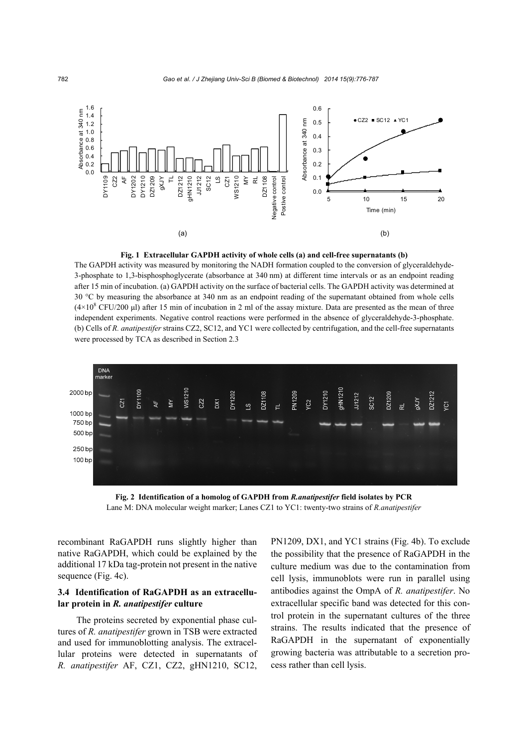**Fig. 1 Extracellular GAPDH activity of whole cells (a) and cell-free supernatants (b)**

The GAPDH activity was measured by monitoring the NADH formation coupled to the conversion of glyceraldehyde-3-phosphate to 1,3-bisphosphoglycerate (absorbance at 340 nm) at different time intervals or as an endpoint reading after 15 min of incubation. (a) GAPDH activity on the surface of bacterial cells. The GAPDH activity was determined at 30 °C by measuring the absorbance at 340 nm as an endpoint reading of the supernatant obtained from whole cells ($4\times10^8$ CFU/200 μl) after 15 min of incubation in 2 ml of the assay mixture. Data are presented as the mean of three independent experiments. Negative control reactions were performed in the absence of glyceraldehyde-3-phosphate. (b) Cells of *R. anatipestifer* strains CZ2, SC12, and YC1 were collected by centrifugation, and the cell-free supernatants were processed by TCA as described in Section 2.3

**Fig. 2 Identification of a homolog of GAPDH from *R.anatipestifer* field isolates by PCR**

Lane M: DNA molecular weight marker; Lanes CZ1 to YC1: twenty-two strains of *R.anatipestifer*

recombinant RaGAPDH runs slightly higher than native RaGAPDH, which could be explained by the additional 17 kDa tag-protein not present in the native sequence (Fig. 4c).

### 3.4 Identification of RaGAPDH as an extracellular protein in *R. anatipestifer* culture

The proteins secreted by exponential phase cultures of *R. anatipestifer* grown in TSB were extracted and used for immunoblotting analysis. The extracellular proteins were detected in supernatants of *R. anatipestifer* AF, CZ1, CZ2, gHN1210, SC12, PN1209, DX1, and YC1 strains (Fig. 4b). To exclude the possibility that the presence of RaGAPDH in the culture medium was due to the contamination from cell lysis, immunoblots were run in parallel using antibodies against the OmpA of *R. anatipestifer*. No extracellular specific band was detected for this control protein in the supernatant cultures of the three strains. The results indicated that the presence of RaGAPDH in the supernatant of exponentially growing bacteria was attributable to a secretion process rather than cell lysis.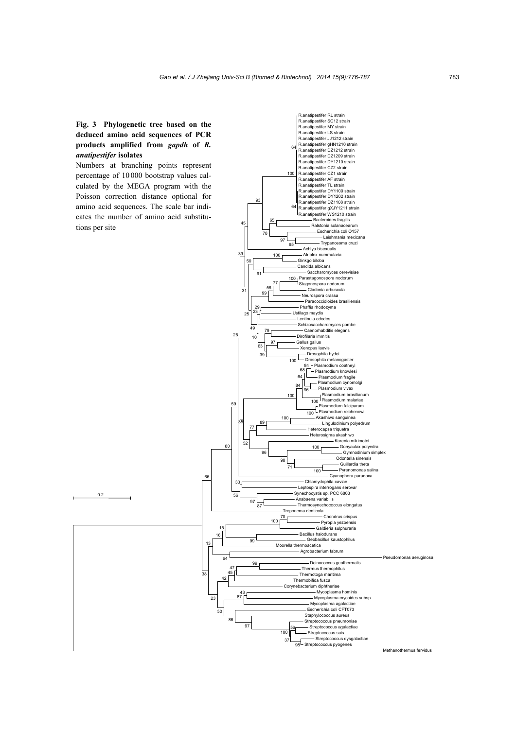**Fig. 3 Phylogenetic tree based on the deduced amino acid sequences of PCR products amplified from *gapdh* of *R. anatipestifer* isolates**

Numbers at branching points represent percentage of 10 000 bootstrap values calculated by the MEGA program with the Poisson correction distance optional for amino acid sequences. The scale bar indicates the number of amino acid substitutions per site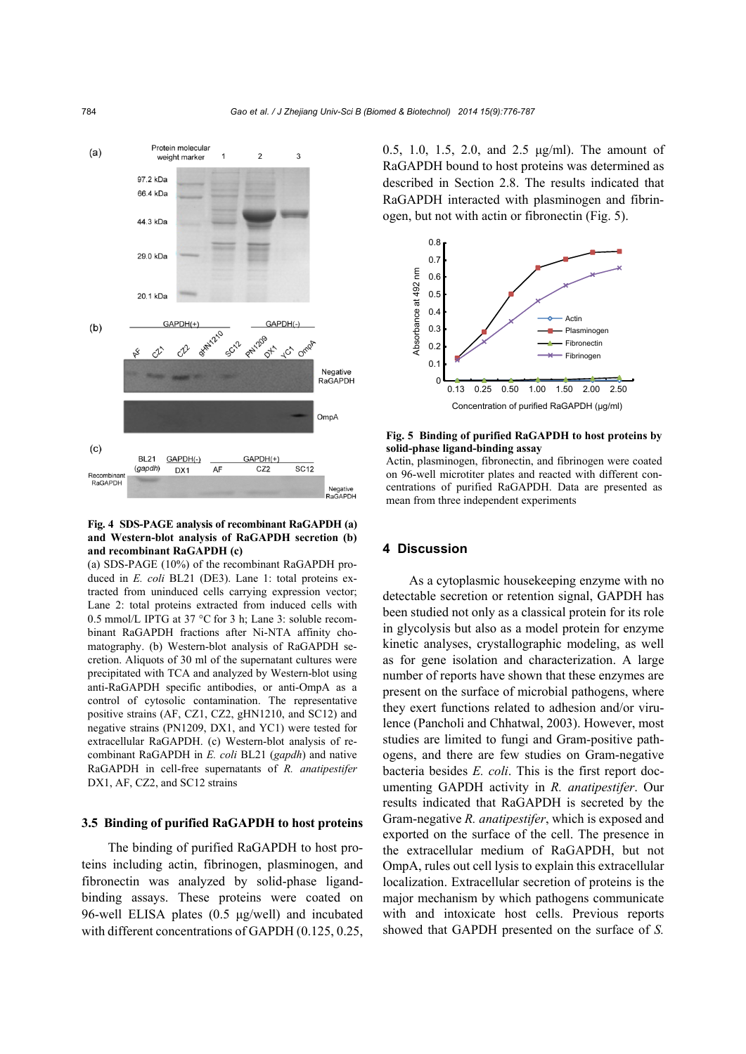**Fig. 4 SDS-PAGE analysis of recombinant RaGAPDH (a) and Western-blot analysis of RaGAPDH secretion (b) and recombinant RaGAPDH (c)**

(a) SDS-PAGE (10%) of the recombinant RaGAPDH produced in *E. coli* BL21 (DE3). Lane 1: total proteins extracted from uninduced cells carrying expression vector; Lane 2: total proteins extracted from induced cells with 0.5 mmol/L IPTG at 37 °C for 3 h; Lane 3: soluble recombinant RaGAPDH fractions after Ni-NTA affinity chromatography. (b) Western-blot analysis of RaGAPDH secretion. Aliquots of 30 ml of the supernatant cultures were precipitated with TCA and analyzed by Western-blot using anti-RaGAPDH specific antibodies, or anti-OmpA as a control of cytosolic contamination. The representative positive strains (AF, CZ1, CZ2, gHN1210, and SC12) and negative strains (PN1209, DX1, and YC1) were tested for extracellular RaGAPDH. (c) Western-blot analysis of recombinant RaGAPDH in *E. coli* BL21 (*gapdh*) and native RaGAPDH in cell-free supernatants of *R. anatipestifer* DX1, AF, CZ2, and SC12 strains

### 3.5 Binding of purified RaGAPDH to host proteins

The binding of purified RaGAPDH to host proteins including actin, fibrinogen, plasminogen, and fibronectin was analyzed by solid-phase ligand-binding assays. These proteins were coated on 96-well ELISA plates (0.5 μg/well) and incubated with different concentrations of GAPDH (0.125, 0.25, 0.5, 1.0, 1.5, 2.0, and 2.5 μg/ml). The amount of RaGAPDH bound to host proteins was determined as described in Section 2.8. The results indicated that RaGAPDH interacted with plasminogen and fibrinogen, but not with actin or fibronectin (Fig. 5).

**Fig. 5 Binding of purified RaGAPDH to host proteins by solid-phase ligand-binding assay**

Actin, plasminogen, fibronectin, and fibrinogen were coated on 96-well microtiter plates and reacted with different concentrations of purified RaGAPDH. Data are presented as mean from three independent experiments

## 4 Discussion

As a cytoplasmic housekeeping enzyme with no detectable secretion or retention signal, GAPDH has been studied not only as a classical protein for its role in glycolysis but also as a model protein for enzyme kinetic analyses, crystallographic modeling, as well as for gene isolation and characterization. A large number of reports have shown that these enzymes are present on the surface of microbial pathogens, where they exert functions related to adhesion and/or virulence (Pancholi and Chhatwal, 2003). However, most studies are limited to fungi and Gram-positive pathogens, and there are few studies on Gram-negative bacteria besides *E. coli*. This is the first report documenting GAPDH activity in *R. anatipestifer*. Our results indicated that RaGAPDH is secreted by the Gram-negative *R. anatipestifer*, which is exposed and exported on the surface of the cell. The presence in the extracellular medium of RaGAPDH, but not OmpA, rules out cell lysis to explain this extracellular localization. Extracellular secretion of proteins is the major mechanism by which pathogens communicate with and intoxicate host cells. Previous reports showed that GAPDH presented on the surface of *S.*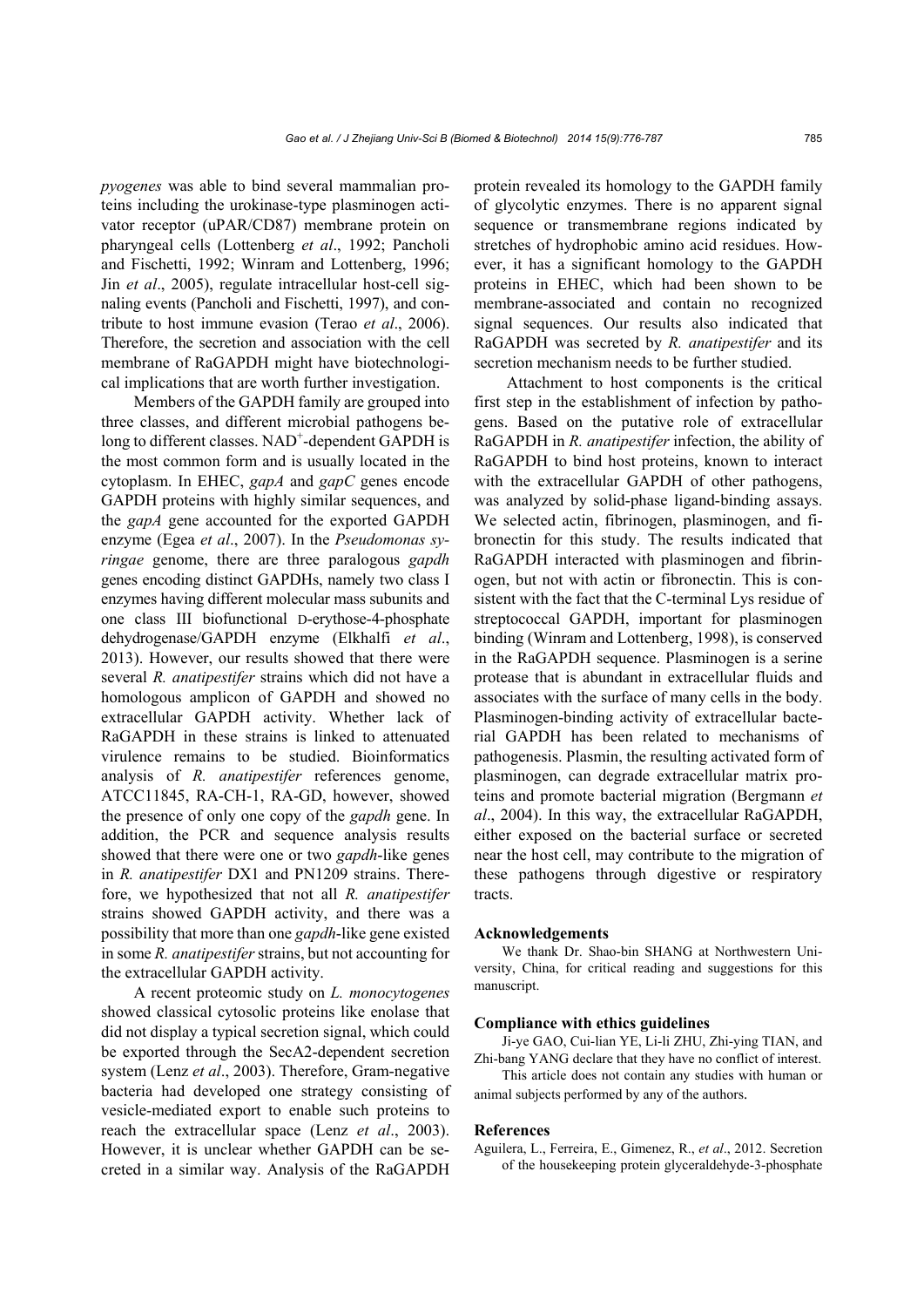*pyogenes* was able to bind several mammalian proteins including the urokinase-type plasminogen activator receptor (uPAR/CD87) membrane protein on pharyngeal cells (Lottenberg *et al*., 1992; Pancholi and Fischetti, 1992; Winram and Lottenberg, 1996; Jin *et al*., 2005), regulate intracellular host-cell signaling events (Pancholi and Fischetti, 1997), and contribute to host immune evasion (Terao *et al*., 2006). Therefore, the secretion and association with the cell membrane of RaGAPDH might have biotechnological implications that are worth further investigation.

Members of the GAPDH family are grouped into three classes, and different microbial pathogens belong to different classes. $NAD^+$-dependent GAPDH is the most common form and is usually located in the cytoplasm. In EHEC, *gapA* and *gapC* genes encode GAPDH proteins with highly similar sequences, and the *gapA* gene accounted for the exported GAPDH enzyme (Egea *et al*., 2007). In the *Pseudomonas syringae* genome, there are three paralogous *gapdh* genes encoding distinct GAPDHs, namely two class I enzymes having different molecular mass subunits and one class III biofunctional D-erythose-4-phosphate dehydrogenase/GAPDH enzyme (Elkhalfi *et al*., 2013). However, our results showed that there were several *R. anatipestifer* strains which did not have a homologous amplicon of GAPDH and showed no extracellular GAPDH activity. Whether lack of RaGAPDH in these strains is linked to attenuated virulence remains to be studied. Bioinformatics analysis of *R. anatipestifer* references genome, ATCC11845, RA-CH-1, RA-GD, however, showed the presence of only one copy of the *gapdh* gene. In addition, the PCR and sequence analysis results showed that there were one or two *gapdh*-like genes in *R. anatipestifer* DX1 and PN1209 strains. Therefore, we hypothesized that not all *R. anatipestifer* strains showed GAPDH activity, and there was a possibility that more than one *gapdh*-like gene existed in some *R. anatipestifer* strains, but not accounting for the extracellular GAPDH activity.

A recent proteomic study on *L. monocytogenes* showed classical cytosolic proteins like enolase that did not display a typical secretion signal, which could be exported through the SecA2-dependent secretion system (Lenz *et al*., 2003). Therefore, Gram-negative bacteria had developed one strategy consisting of vesicle-mediated export to enable such proteins to reach the extracellular space (Lenz *et al*., 2003). However, it is unclear whether GAPDH can be secreted in a similar way. Analysis of the RaGAPDH protein revealed its homology to the GAPDH family of glycolytic enzymes. There is no apparent signal sequence or transmembrane regions indicated by stretches of hydrophobic amino acid residues. However, it has a significant homology to the GAPDH proteins in EHEC, which had been shown to be membrane-associated and contain no recognized signal sequences. Our results also indicated that RaGAPDH was secreted by *R. anatipestifer* and its secretion mechanism needs to be further studied.

Attachment to host components is the critical first step in the establishment of infection by pathogens. Based on the putative role of extracellular RaGAPDH in *R. anatipestifer* infection, the ability of RaGAPDH to bind host proteins, known to interact with the extracellular GAPDH of other pathogens, was analyzed by solid-phase ligand-binding assays. We selected actin, fibrinogen, plasminogen, and fibronectin for this study. The results indicated that RaGAPDH interacted with plasminogen and fibrinogen, but not with actin or fibronectin. This is consistent with the fact that the C-terminal Lys residue of streptococcal GAPDH, important for plasminogen binding (Winram and Lottenberg, 1998), is conserved in the RaGAPDH sequence. Plasminogen is a serine protease that is abundant in extracellular fluids and associates with the surface of many cells in the body. Plasminogen-binding activity of extracellular bacterial GAPDH has been related to mechanisms of pathogenesis. Plasmin, the resulting activated form of plasminogen, can degrade extracellular matrix proteins and promote bacterial migration (Bergmann *et al*., 2004). In this way, the extracellular RaGAPDH, either exposed on the bacterial surface or secreted near the host cell, may contribute to the migration of these pathogens through digestive or respiratory tracts.

#### Acknowledgements

We thank Dr. Shao-bin SHANG at Northwestern University, China, for critical reading and suggestions for this manuscript.

#### Compliance with ethics guidelines

Ji-ye GAO, Cui-lian YE, Li-li ZHU, Zhi-ying TIAN, and Zhi-bang YANG declare that they have no conflict of interest.

This article does not contain any studies with human or animal subjects performed by any of the authors.

#### References

Aguilera, L., Ferreira, E., Gimenez, R., *et al*., 2012. Secretion of the housekeeping protein glyceraldehyde-3-phosphate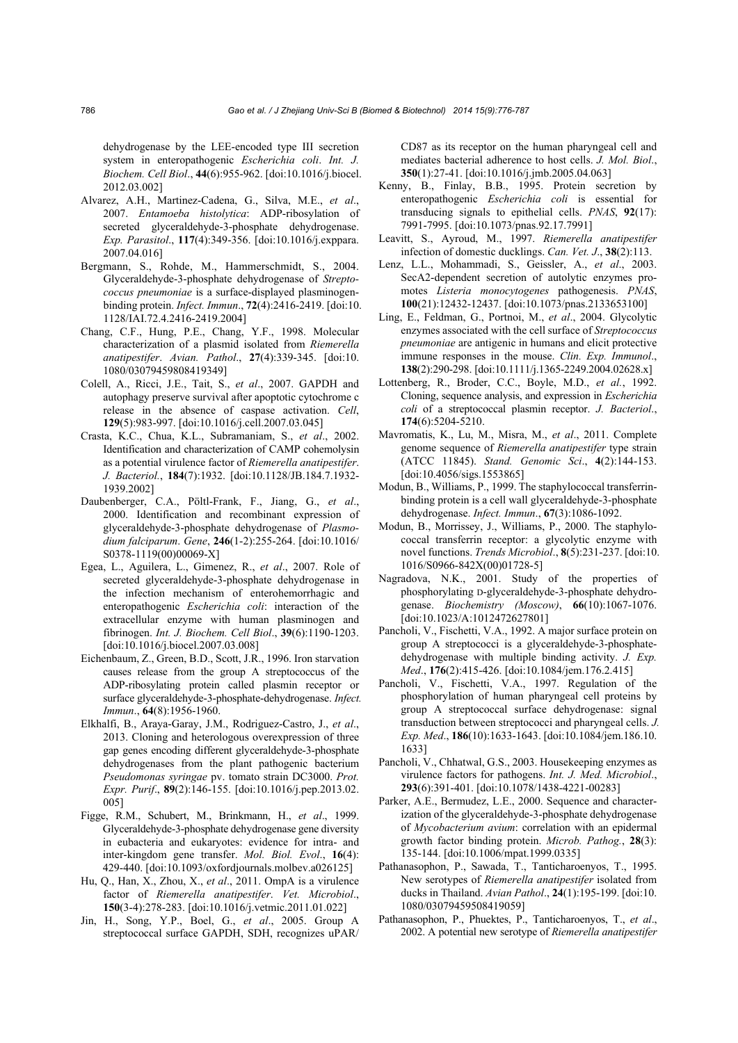dehydrogenase by the LEE-encoded type III secretion system in enteropathogenic *Escherichia coli*. *Int. J. Biochem. Cell Biol*., **44**(6):955-962. [doi:10.1016/j.biocel.2012.03.002]

Alvarez, A.H., Martinez-Cadena, G., Silva, M.E., *et al*., 2007. *Entamoeba histolytica*: ADP-ribosylation of secreted glyceraldehyde-3-phosphate dehydrogenase. *Exp. Parasitol*., **117**(4):349-356. [doi:10.1016/j.exppara.2007.04.016]

Bergmann, S., Rohde, M., Hammerschmidt, S., 2004. Glyceraldehyde-3-phosphate dehydrogenase of *Streptococcus pneumoniae* is a surface-displayed plasminogen-binding protein. *Infect. Immun*., **72**(4):2416-2419. [doi:10.1128/IAI.72.4.2416-2419.2004]

Chang, C.F., Hung, P.E., Chang, Y.F., 1998. Molecular characterization of a plasmid isolated from *Riemerella anatipestifer*. *Avian. Pathol*., **27**(4):339-345. [doi:10.1080/03079459808419349]

Colell, A., Ricci, J.E., Tait, S., *et al*., 2007. GAPDH and autophagy preserve survival after apoptotic cytochrome c release in the absence of caspase activation. *Cell*, **129**(5):983-997. [doi:10.1016/j.cell.2007.03.045]

Crasta, K.C., Chua, K.L., Subramaniam, S., *et al*., 2002. Identification and characterization of CAMP cohemolysin as a potential virulence factor of *Riemerella anatipestifer*. *J. Bacteriol.*, **184**(7):1932. [doi:10.1128/JB.184.7.1932-1939.2002]

Daubenberger, C.A., Pöltl-Frank, F., Jiang, G., *et al*., 2000. Identification and recombinant expression of glyceraldehyde-3-phosphate dehydrogenase of *Plasmodium falciparum*. *Gene*, **246**(1-2):255-264. [doi:10.1016/S0378-1119(00)00069-X]

Egea, L., Aguilera, L., Gimenez, R., *et al*., 2007. Role of secreted glyceraldehyde-3-phosphate dehydrogenase in the infection mechanism of enterohemorrhagic and enteropathogenic *Escherichia coli*: interaction of the extracellular enzyme with human plasminogen and fibrinogen. *Int. J. Biochem. Cell Biol*., **39**(6):1190-1203. [doi:10.1016/j.biocel.2007.03.008]

Eichenbaum, Z., Green, B.D., Scott, J.R., 1996. Iron starvation causes release from the group A streptococcus of the ADP-ribosylating protein called plasmin receptor or surface glyceraldehyde-3-phosphate-dehydrogenase. *Infect. Immun*., **64**(8):1956-1960.

Elkhalfi, B., Araya-Garay, J.M., Rodriguez-Castro, J., *et al*., 2013. Cloning and heterologous overexpression of three gap genes encoding different glyceraldehyde-3-phosphate dehydrogenases from the plant pathogenic bacterium *Pseudomonas syringae* pv. tomato strain DC3000. *Prot. Expr. Purif*., **89**(2):146-155. [doi:10.1016/j.pep.2013.02.005]

Figge, R.M., Schubert, M., Brinkmann, H., *et al*., 1999. Glyceraldehyde-3-phosphate dehydrogenase gene diversity in eubacteria and eukaryotes: evidence for intra- and inter-kingdom gene transfer. *Mol. Biol. Evol*., **16**(4):429-440. [doi:10.1093/oxfordjournals.molbev.a026125]

Hu, Q., Han, X., Zhou, X., *et al*., 2011. OmpA is a virulence factor of *Riemerella anatipestifer*. *Vet. Microbiol*., **150**(3-4):278-283. [doi:10.1016/j.vetmic.2011.01.022]

Jin, H., Song, Y.P., Boel, G., *et al*., 2005. Group A streptococcal surface GAPDH, SDH, recognizes uPAR/CD87 as its receptor on the human pharyngeal cell and mediates bacterial adherence to host cells. *J. Mol. Biol*., **350**(1):27-41. [doi:10.1016/j.jmb.2005.04.063]

Kenny, B., Finlay, B.B., 1995. Protein secretion by enteropathogenic *Escherichia coli* is essential for transducing signals to epithelial cells. *PNAS*, **92**(17):7991-7995. [doi:10.1073/pnas.92.17.7991]

Leavitt, S., Ayroud, M., 1997. *Riemerella anatipestifer* infection of domestic ducklings. *Can. Vet. J*., **38**(2):113.

Lenz, L.L., Mohammadi, S., Geissler, A., *et al*., 2003. SecA2-dependent secretion of autolytic enzymes promotes *Listeria monocytogenes* pathogenesis. *PNAS*, **100**(21):12432-12437. [doi:10.1073/pnas.2133653100]

Ling, E., Feldman, G., Portnoi, M., *et al*., 2004. Glycolytic enzymes associated with the cell surface of *Streptococcus pneumoniae* are antigenic in humans and elicit protective immune responses in the mouse. *Clin. Exp. Immunol*., **138**(2):290-298. [doi:10.1111/j.1365-2249.2004.02628.x]

Lottenberg, R., Broder, C.C., Boyle, M.D., *et al.*, 1992. Cloning, sequence analysis, and expression in *Escherichia coli* of a streptococcal plasmin receptor. *J. Bacteriol*., **174**(6):5204-5210.

Mavromatis, K., Lu, M., Misra, M., *et al*., 2011. Complete genome sequence of *Riemerella anatipestifer* type strain (ATCC 11845). *Stand. Genomic Sci*., **4**(2):144-153. [doi:10.4056/sigs.1553865]

Modun, B., Williams, P., 1999. The staphylococcal transferrin-binding protein is a cell wall glyceraldehyde-3-phosphate dehydrogenase. *Infect. Immun*., **67**(3):1086-1092.

Modun, B., Morrissey, J., Williams, P., 2000. The staphylococcal transferrin receptor: a glycolytic enzyme with novel functions. *Trends Microbiol*., **8**(5):231-237. [doi:10.1016/S0966-842X(00)01728-5]

Nagradova, N.K., 2001. Study of the properties of phosphorylating D-glyceraldehyde-3-phosphate dehydrogenase. *Biochemistry (Moscow)*, **66**(10):1067-1076. [doi:10.1023/A:1012472627801]

Pancholi, V., Fischetti, V.A., 1992. A major surface protein on group A streptococci is a glyceraldehyde-3-phosphate-dehydrogenase with multiple binding activity. *J. Exp. Med*., **176**(2):415-426. [doi:10.1084/jem.176.2.415]

Pancholi, V., Fischetti, V.A., 1997. Regulation of the phosphorylation of human pharyngeal cell proteins by group A streptococcal surface dehydrogenase: signal transduction between streptococci and pharyngeal cells. *J. Exp. Med*., **186**(10):1633-1643. [doi:10.1084/jem.186.10.1633]

Pancholi, V., Chhatwal, G.S., 2003. Housekeeping enzymes as virulence factors for pathogens. *Int. J. Med. Microbiol*., **293**(6):391-401. [doi:10.1078/1438-4221-00283]

Parker, A.E., Bermudez, L.E., 2000. Sequence and characterization of the glyceraldehyde-3-phosphate dehydrogenase of *Mycobacterium avium*: correlation with an epidermal growth factor binding protein. *Microb. Pathog.*, **28**(3):135-144. [doi:10.1006/mpat.1999.0335]

Pathanasophon, P., Sawada, T., Tanticharoenyos, T., 1995. New serotypes of *Riemerella anatipestifer* isolated from ducks in Thailand. *Avian Pathol*., **24**(1):195-199. [doi:10.1080/03079459508419059]

Pathanasophon, P., Phuektes, P., Tanticharoenyos, T., *et al*., 2002. A potential new serotype of *Riemerella anatipestifer*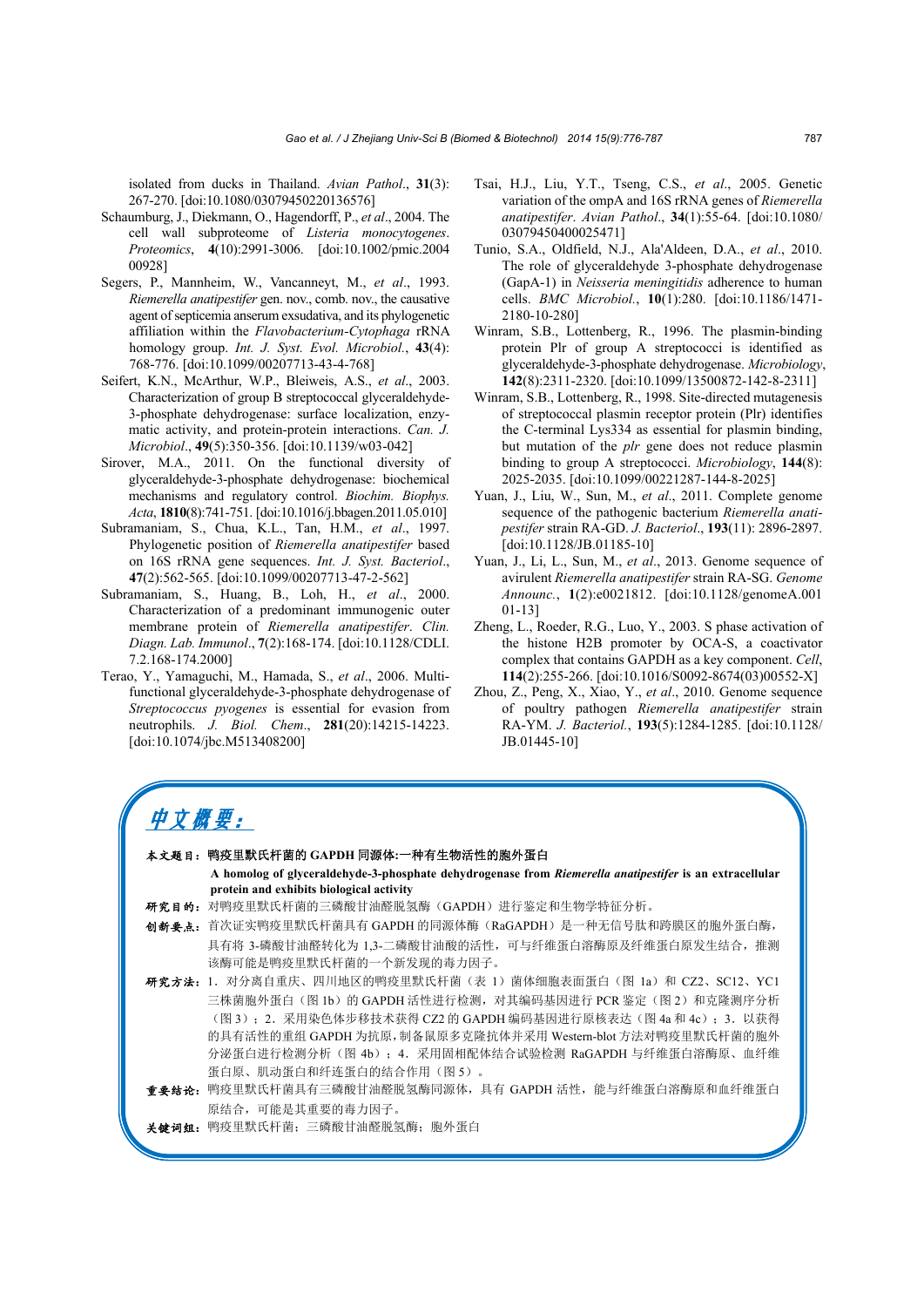isolated from ducks in Thailand. *Avian Pathol.*, **31**(3): 267-270. [doi:10.1080/03079450220136576]

Schaumburg, J., Diekmann, O., Hagendorff, P., *et al*., 2004. The cell wall subproteome of *Listeria monocytogenes*. *Proteomics*, **4**(10):2991-3006. [doi:10.1002/pmic.200400928]

Segers, P., Mannheim, W., Vancanneyt, M., *et al*., 1993. *Riemerella anatipestifer* gen. nov., comb. nov., the causative agent of septicemia anserum exsudativa, and its phylogenetic affiliation within the *Flavobacterium-Cytophaga* rRNA homology group. *Int. J. Syst. Evol. Microbiol.*, **43**(4): 768-776. [doi:10.1099/00207713-43-4-768]

Seifert, K.N., McArthur, W.P., Bleiweis, A.S., *et al*., 2003. Characterization of group B streptococcal glyceraldehyde-3-phosphate dehydrogenase: surface localization, enzymatic activity, and protein-protein interactions. *Can. J. Microbiol.*, **49**(5):350-356. [doi:10.1139/w03-042]

Sirover, M.A., 2011. On the functional diversity of glyceraldehyde-3-phosphate dehydrogenase: biochemical mechanisms and regulatory control. *Biochim. Biophys. Acta*, **1810**(8):741-751. [doi:10.1016/j.bbagen.2011.05.010]

Subramaniam, S., Chua, K.L., Tan, H.M., *et al*., 1997. Phylogenetic position of *Riemerella anatipestifer* based on 16S rRNA gene sequences. *Int. J. Syst. Bacteriol.*, **47**(2):562-565. [doi:10.1099/00207713-47-2-562]

Subramaniam, S., Huang, B., Loh, H., *et al*., 2000. Characterization of a predominant immunogenic outer membrane protein of *Riemerella anatipestifer*. *Clin. Diagn. Lab. Immunol.*, **7**(2):168-174. [doi:10.1128/CDLI.7.2.168-174.2000]

Terao, Y., Yamaguchi, M., Hamada, S., *et al*., 2006. Multifunctional glyceraldehyde-3-phosphate dehydrogenase of *Streptococcus pyogenes* is essential for evasion from neutrophils. *J. Biol. Chem.*, **281**(20):14215-14223. [doi:10.1074/jbc.M513408200]

Tsai, H.J., Liu, Y.T., Tseng, C.S., *et al*., 2005. Genetic variation of the ompA and 16S rRNA genes of *Riemerella anatipestifer*. *Avian Pathol.*, **34**(1):55-64. [doi:10.1080/03079450400025471]

Tunio, S.A., Oldfield, N.J., Ala'Aldeen, D.A., *et al*., 2010. The role of glyceraldehyde 3-phosphate dehydrogenase (GapA-1) in *Neisseria meningitidis* adherence to human cells. *BMC Microbiol.*, **10**(1):280. [doi:10.1186/1471-2180-10-280]

Winram, S.B., Lottenberg, R., 1996. The plasmin-binding protein Plr of group A streptococci is identified as glyceraldehyde-3-phosphate dehydrogenase. *Microbiology*, **142**(8):2311-2320. [doi:10.1099/13500872-142-8-2311]

Winram, S.B., Lottenberg, R., 1998. Site-directed mutagenesis of streptococcal plasmin receptor protein (Plr) identifies the C-terminal Lys334 as essential for plasmin binding, but mutation of the *plr* gene does not reduce plasmin binding to group A streptococci. *Microbiology*, **144**(8): 2025-2035. [doi:10.1099/00221287-144-8-2025]

Yuan, J., Liu, W., Sun, M., *et al*., 2011. Complete genome sequence of the pathogenic bacterium *Riemerella anatipestifer* strain RA-GD. *J. Bacteriol.*, **193**(11): 2896-2897. [doi:10.1128/JB.01185-10]

Yuan, J., Li, L., Sun, M., *et al*., 2013. Genome sequence of avirulent *Riemerella anatipestifer* strain RA-SG. *Genome Announc.*, **1**(2):e0021812. [doi:10.1128/genomeA.00101-13]

Zheng, L., Roeder, R.G., Luo, Y., 2003. S phase activation of the histone H2B promoter by OCA-S, a coactivator complex that contains GAPDH as a key component. *Cell*, **114**(2):255-266. [doi:10.1016/S0092-8674(03)00552-X]

Zhou, Z., Peng, X., Xiao, Y., *et al*., 2010. Genome sequence of poultry pathogen *Riemerella anatipestifer* strain RA-YM. *J. Bacteriol.*, **193**(5):1284-1285. [doi:10.1128/JB.01445-10]

## 中文概要：

**本文题目：** 鸭疫里默氏杆菌的 GAPDH 同源体:一种有生物活性的胞外蛋白

**A homolog of glyceraldehyde-3-phosphate dehydrogenase from *Riemerella anatipestifer* is an extracellular protein and exhibits biological activity**

**研究目的：** 对鸭疫里默氏杆菌的三磷酸甘油醛脱氢酶（GAPDH）进行鉴定和生物学特征分析。

**创新要点：** 首次证实鸭疫里默氏杆菌具有 GAPDH 的同源体酶（RaGAPDH）是一种无信号肽和跨膜区的胞外蛋白酶，具有将 3-磷酸甘油醛转化为 1,3-二磷酸甘油酸的活性，可与纤维蛋白溶酶原及纤维蛋白原发生结合，推测该酶可能是鸭疫里默氏杆菌的一个新发现的毒力因子。

**研究方法：** 1．对分离自重庆、四川地区的鸭疫里默氏杆菌（表 1）菌体细胞表面蛋白（图 1a）和 CZ2、SC12、YC1 三株菌胞外蛋白（图 1b）的 GAPDH 活性进行检测，对其编码基因进行 PCR 鉴定（图 2）和克隆测序分析（图 3）；2．采用染色体步移技术获得 CZ2 的 GAPDH 编码基因进行原核表达（图 4a 和 4c）；3．以获得的具有活性的重组 GAPDH 为抗原，制备鼠原多克隆抗体并采用 Western-blot 方法对鸭疫里默氏杆菌的胞外分泌蛋白进行检测分析（图 4b）；4．采用固相配体结合试验检测 RaGAPDH 与纤维蛋白溶酶原、血纤维蛋白原、肌动蛋白和纤连蛋白的结合作用（图 5）。

**重要结论：** 鸭疫里默氏杆菌具有三磷酸甘油醛脱氢酶同源体，具有 GAPDH 活性，能与纤维蛋白溶酶原和血纤维蛋白原结合，可能是其重要的毒力因子。

**关键词组：** 鸭疫里默氏杆菌；三磷酸甘油醛脱氢酶；胞外蛋白